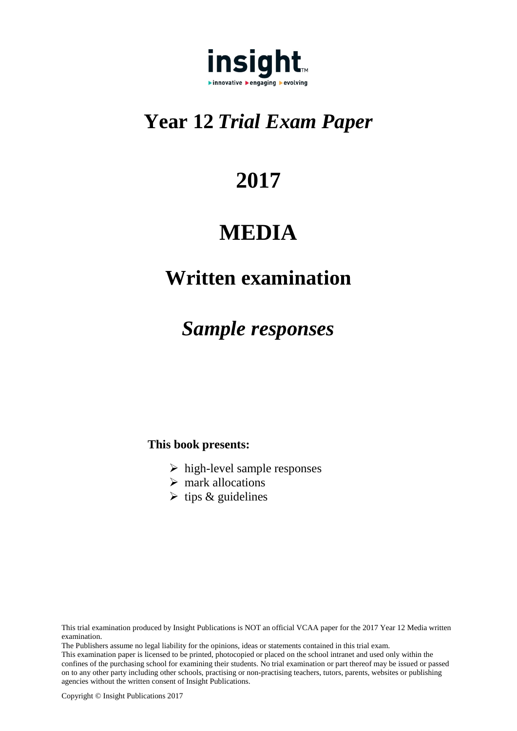insight
▸innovative ▸engaging ▸evolving

# Year 12 *Trial Exam Paper*

# 2017

# MEDIA

## Written examination

## *Sample responses*

**This book presents:**

- high-level sample responses
- mark allocations
- tips & guidelines

This trial examination produced by Insight Publications is NOT an official VCAA paper for the 2017 Year 12 Media written examination.

The Publishers assume no legal liability for the opinions, ideas or statements contained in this trial exam.

This examination paper is licensed to be printed, photocopied or placed on the school intranet and used only within the confines of the purchasing school for examining their students. No trial examination or part thereof may be issued or passed on to any other party including other schools, practising or non-practising teachers, tutors, parents, websites or publishing agencies without the written consent of Insight Publications.

Copyright © Insight Publications 2017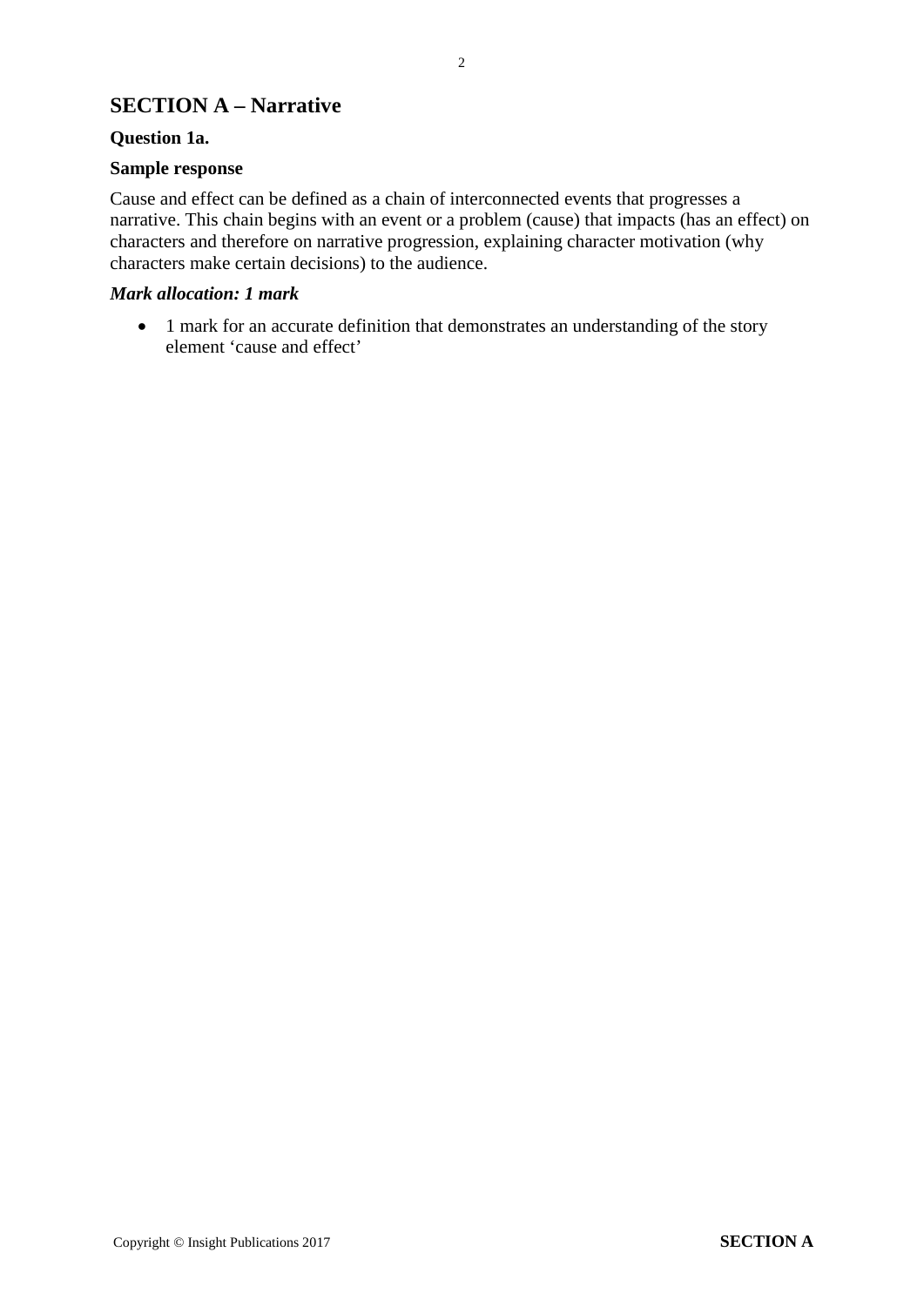## SECTION A – Narrative

### Question 1a.

**Sample response**

Cause and effect can be defined as a chain of interconnected events that progresses a narrative. This chain begins with an event or a problem (cause) that impacts (has an effect) on characters and therefore on narrative progression, explaining character motivation (why characters make certain decisions) to the audience.

***Mark allocation: 1 mark***

- 1 mark for an accurate definition that demonstrates an understanding of the story element 'cause and effect'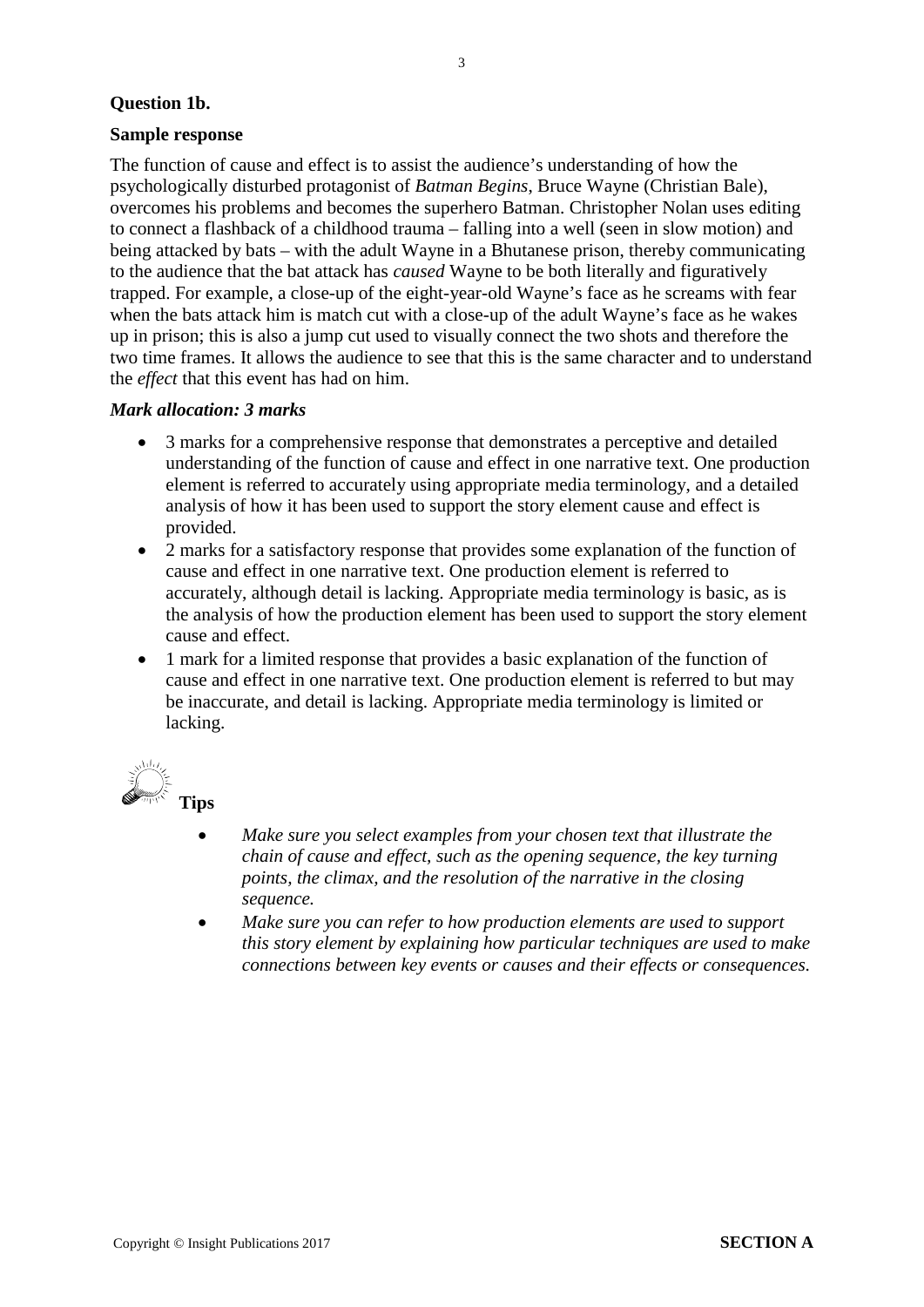**Question 1b.**

**Sample response**

The function of cause and effect is to assist the audience's understanding of how the psychologically disturbed protagonist of *Batman Begins*, Bruce Wayne (Christian Bale), overcomes his problems and becomes the superhero Batman. Christopher Nolan uses editing to connect a flashback of a childhood trauma – falling into a well (seen in slow motion) and being attacked by bats – with the adult Wayne in a Bhutanese prison, thereby communicating to the audience that the bat attack has *caused* Wayne to be both literally and figuratively trapped. For example, a close-up of the eight-year-old Wayne's face as he screams with fear when the bats attack him is match cut with a close-up of the adult Wayne's face as he wakes up in prison; this is also a jump cut used to visually connect the two shots and therefore the two time frames. It allows the audience to see that this is the same character and to understand the *effect* that this event has had on him.

***Mark allocation: 3 marks***

- 3 marks for a comprehensive response that demonstrates a perceptive and detailed understanding of the function of cause and effect in one narrative text. One production element is referred to accurately using appropriate media terminology, and a detailed analysis of how it has been used to support the story element cause and effect is provided.
- 2 marks for a satisfactory response that provides some explanation of the function of cause and effect in one narrative text. One production element is referred to accurately, although detail is lacking. Appropriate media terminology is basic, as is the analysis of how the production element has been used to support the story element cause and effect.
- 1 mark for a limited response that provides a basic explanation of the function of cause and effect in one narrative text. One production element is referred to but may be inaccurate, and detail is lacking. Appropriate media terminology is limited or lacking.

**Tips**

- *Make sure you select examples from your chosen text that illustrate the chain of cause and effect, such as the opening sequence, the key turning points, the climax, and the resolution of the narrative in the closing sequence.*
- *Make sure you can refer to how production elements are used to support this story element by explaining how particular techniques are used to make connections between key events or causes and their effects or consequences.*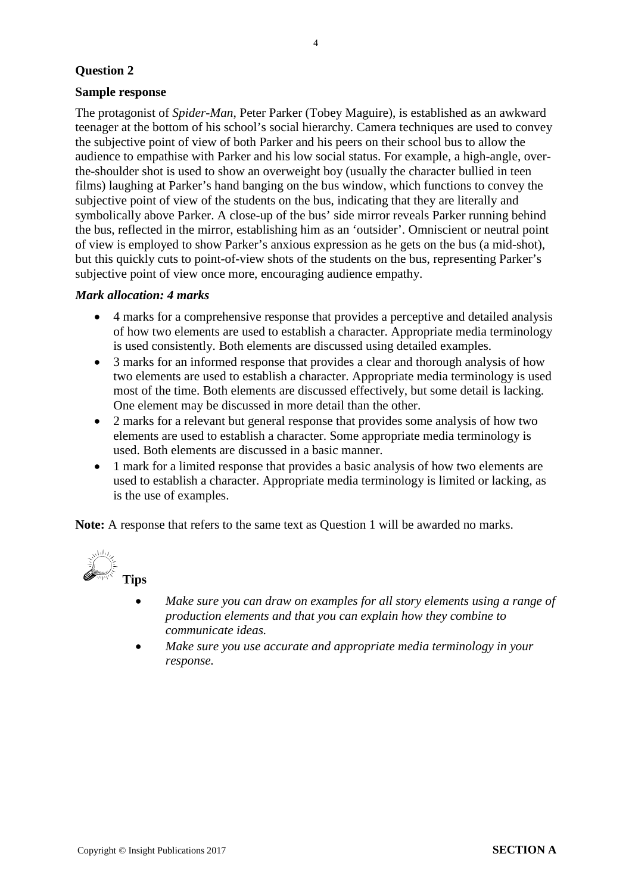**Question 2**

**Sample response**

The protagonist of *Spider-Man*, Peter Parker (Tobey Maguire), is established as an awkward teenager at the bottom of his school's social hierarchy. Camera techniques are used to convey the subjective point of view of both Parker and his peers on their school bus to allow the audience to empathise with Parker and his low social status. For example, a high-angle, over-the-shoulder shot is used to show an overweight boy (usually the character bullied in teen films) laughing at Parker's hand banging on the bus window, which functions to convey the subjective point of view of the students on the bus, indicating that they are literally and symbolically above Parker. A close-up of the bus' side mirror reveals Parker running behind the bus, reflected in the mirror, establishing him as an 'outsider'. Omniscient or neutral point of view is employed to show Parker's anxious expression as he gets on the bus (a mid-shot), but this quickly cuts to point-of-view shots of the students on the bus, representing Parker's subjective point of view once more, encouraging audience empathy.

***Mark allocation: 4 marks***

- 4 marks for a comprehensive response that provides a perceptive and detailed analysis of how two elements are used to establish a character. Appropriate media terminology is used consistently. Both elements are discussed using detailed examples.
- 3 marks for an informed response that provides a clear and thorough analysis of how two elements are used to establish a character. Appropriate media terminology is used most of the time. Both elements are discussed effectively, but some detail is lacking. One element may be discussed in more detail than the other.
- 2 marks for a relevant but general response that provides some analysis of how two elements are used to establish a character. Some appropriate media terminology is used. Both elements are discussed in a basic manner.
- 1 mark for a limited response that provides a basic analysis of how two elements are used to establish a character. Appropriate media terminology is limited or lacking, as is the use of examples.

**Note:** A response that refers to the same text as Question 1 will be awarded no marks.

**Tips**

- *Make sure you can draw on examples for all story elements using a range of production elements and that you can explain how they combine to communicate ideas.*
- *Make sure you use accurate and appropriate media terminology in your response.*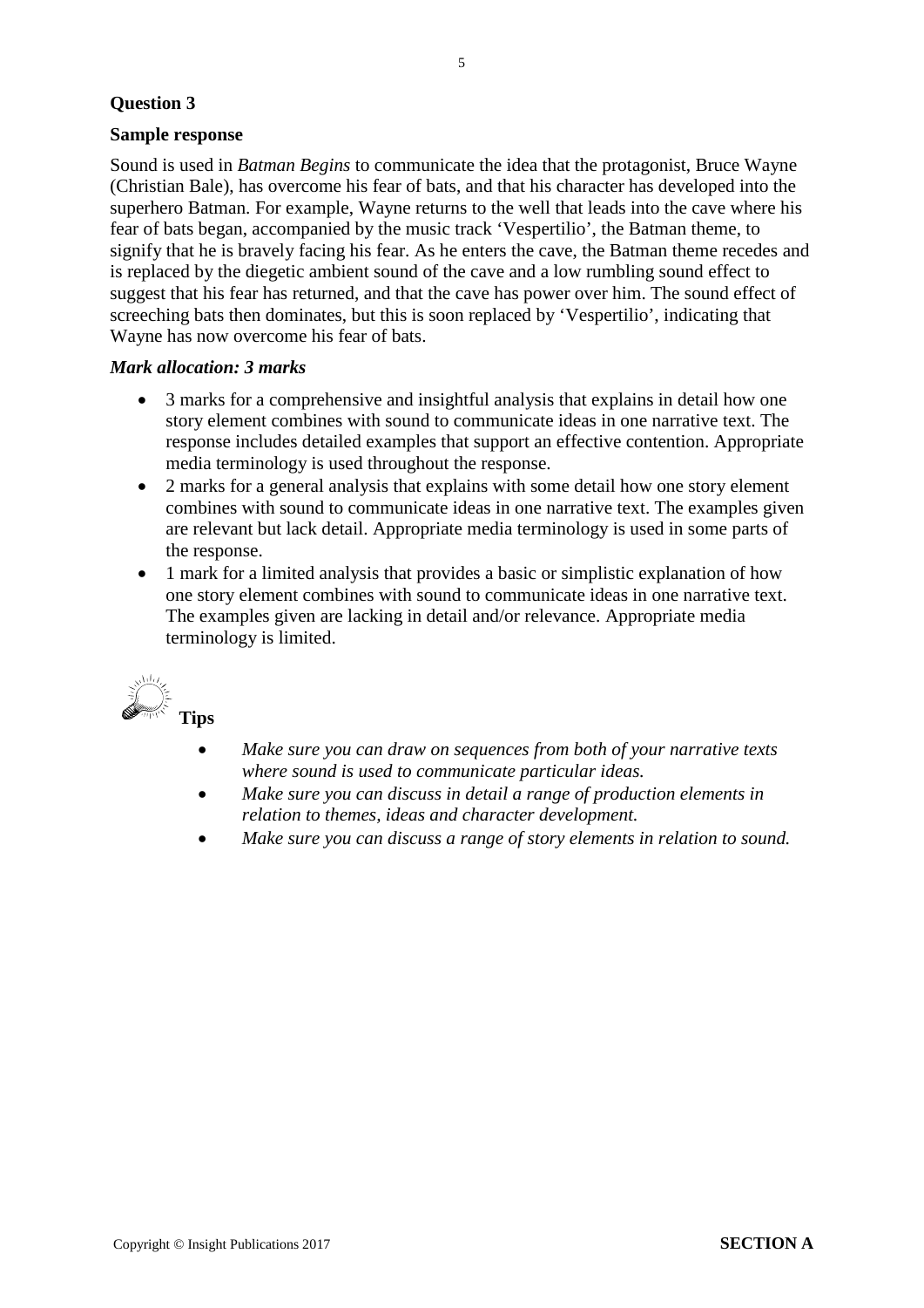**Question 3**

**Sample response**

Sound is used in *Batman Begins* to communicate the idea that the protagonist, Bruce Wayne (Christian Bale), has overcome his fear of bats, and that his character has developed into the superhero Batman. For example, Wayne returns to the well that leads into the cave where his fear of bats began, accompanied by the music track 'Vespertilio', the Batman theme, to signify that he is bravely facing his fear. As he enters the cave, the Batman theme recedes and is replaced by the diegetic ambient sound of the cave and a low rumbling sound effect to suggest that his fear has returned, and that the cave has power over him. The sound effect of screeching bats then dominates, but this is soon replaced by 'Vespertilio', indicating that Wayne has now overcome his fear of bats.

***Mark allocation: 3 marks***

- 3 marks for a comprehensive and insightful analysis that explains in detail how one story element combines with sound to communicate ideas in one narrative text. The response includes detailed examples that support an effective contention. Appropriate media terminology is used throughout the response.
- 2 marks for a general analysis that explains with some detail how one story element combines with sound to communicate ideas in one narrative text. The examples given are relevant but lack detail. Appropriate media terminology is used in some parts of the response.
- 1 mark for a limited analysis that provides a basic or simplistic explanation of how one story element combines with sound to communicate ideas in one narrative text. The examples given are lacking in detail and/or relevance. Appropriate media terminology is limited.

**Tips**

- *Make sure you can draw on sequences from both of your narrative texts where sound is used to communicate particular ideas.*
- *Make sure you can discuss in detail a range of production elements in relation to themes, ideas and character development.*
- *Make sure you can discuss a range of story elements in relation to sound.*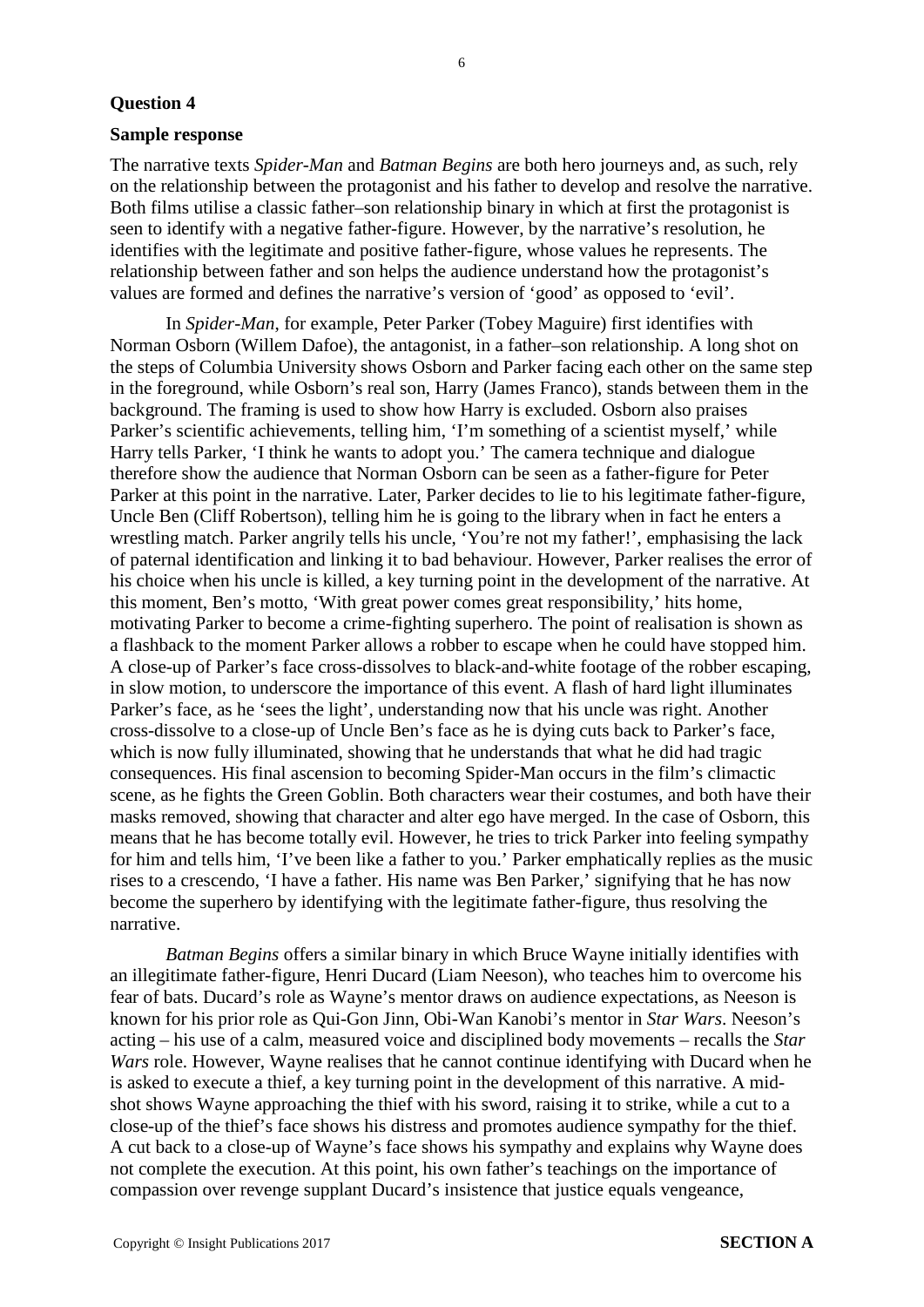**Question 4**

**Sample response**

The narrative texts *Spider-Man* and *Batman Begins* are both hero journeys and, as such, rely on the relationship between the protagonist and his father to develop and resolve the narrative. Both films utilise a classic father–son relationship binary in which at first the protagonist is seen to identify with a negative father-figure. However, by the narrative's resolution, he identifies with the legitimate and positive father-figure, whose values he represents. The relationship between father and son helps the audience understand how the protagonist's values are formed and defines the narrative's version of 'good' as opposed to 'evil'.

In *Spider-Man*, for example, Peter Parker (Tobey Maguire) first identifies with Norman Osborn (Willem Dafoe), the antagonist, in a father–son relationship. A long shot on the steps of Columbia University shows Osborn and Parker facing each other on the same step in the foreground, while Osborn's real son, Harry (James Franco), stands between them in the background. The framing is used to show how Harry is excluded. Osborn also praises Parker's scientific achievements, telling him, 'I'm something of a scientist myself,' while Harry tells Parker, 'I think he wants to adopt you.' The camera technique and dialogue therefore show the audience that Norman Osborn can be seen as a father-figure for Peter Parker at this point in the narrative. Later, Parker decides to lie to his legitimate father-figure, Uncle Ben (Cliff Robertson), telling him he is going to the library when in fact he enters a wrestling match. Parker angrily tells his uncle, 'You're not my father!', emphasising the lack of paternal identification and linking it to bad behaviour. However, Parker realises the error of his choice when his uncle is killed, a key turning point in the development of the narrative. At this moment, Ben's motto, 'With great power comes great responsibility,' hits home, motivating Parker to become a crime-fighting superhero. The point of realisation is shown as a flashback to the moment Parker allows a robber to escape when he could have stopped him. A close-up of Parker's face cross-dissolves to black-and-white footage of the robber escaping, in slow motion, to underscore the importance of this event. A flash of hard light illuminates Parker's face, as he 'sees the light', understanding now that his uncle was right. Another cross-dissolve to a close-up of Uncle Ben's face as he is dying cuts back to Parker's face, which is now fully illuminated, showing that he understands that what he did had tragic consequences. His final ascension to becoming Spider-Man occurs in the film's climactic scene, as he fights the Green Goblin. Both characters wear their costumes, and both have their masks removed, showing that character and alter ego have merged. In the case of Osborn, this means that he has become totally evil. However, he tries to trick Parker into feeling sympathy for him and tells him, 'I've been like a father to you.' Parker emphatically replies as the music rises to a crescendo, 'I have a father. His name was Ben Parker,' signifying that he has now become the superhero by identifying with the legitimate father-figure, thus resolving the narrative.

*Batman Begins* offers a similar binary in which Bruce Wayne initially identifies with an illegitimate father-figure, Henri Ducard (Liam Neeson), who teaches him to overcome his fear of bats. Ducard's role as Wayne's mentor draws on audience expectations, as Neeson is known for his prior role as Qui-Gon Jinn, Obi-Wan Kanobi's mentor in *Star Wars*. Neeson's acting – his use of a calm, measured voice and disciplined body movements – recalls the *Star Wars* role. However, Wayne realises that he cannot continue identifying with Ducard when he is asked to execute a thief, a key turning point in the development of this narrative. A mid-shot shows Wayne approaching the thief with his sword, raising it to strike, while a cut to a close-up of the thief's face shows his distress and promotes audience sympathy for the thief. A cut back to a close-up of Wayne's face shows his sympathy and explains why Wayne does not complete the execution. At this point, his own father's teachings on the importance of compassion over revenge supplant Ducard's insistence that justice equals vengeance,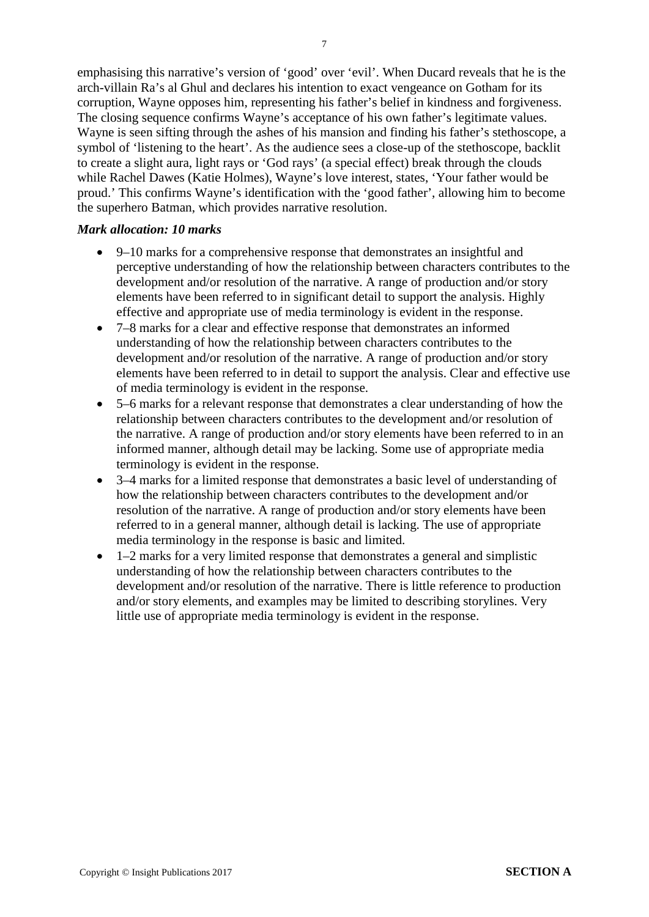emphasising this narrative's version of 'good' over 'evil'. When Ducard reveals that he is the arch-villain Ra's al Ghul and declares his intention to exact vengeance on Gotham for its corruption, Wayne opposes him, representing his father's belief in kindness and forgiveness. The closing sequence confirms Wayne's acceptance of his own father's legitimate values. Wayne is seen sifting through the ashes of his mansion and finding his father's stethoscope, a symbol of 'listening to the heart'. As the audience sees a close-up of the stethoscope, backlit to create a slight aura, light rays or 'God rays' (a special effect) break through the clouds while Rachel Dawes (Katie Holmes), Wayne's love interest, states, 'Your father would be proud.' This confirms Wayne's identification with the 'good father', allowing him to become the superhero Batman, which provides narrative resolution.

***Mark allocation: 10 marks***

- 9–10 marks for a comprehensive response that demonstrates an insightful and perceptive understanding of how the relationship between characters contributes to the development and/or resolution of the narrative. A range of production and/or story elements have been referred to in significant detail to support the analysis. Highly effective and appropriate use of media terminology is evident in the response.
- 7–8 marks for a clear and effective response that demonstrates an informed understanding of how the relationship between characters contributes to the development and/or resolution of the narrative. A range of production and/or story elements have been referred to in detail to support the analysis. Clear and effective use of media terminology is evident in the response.
- 5–6 marks for a relevant response that demonstrates a clear understanding of how the relationship between characters contributes to the development and/or resolution of the narrative. A range of production and/or story elements have been referred to in an informed manner, although detail may be lacking. Some use of appropriate media terminology is evident in the response.
- 3–4 marks for a limited response that demonstrates a basic level of understanding of how the relationship between characters contributes to the development and/or resolution of the narrative. A range of production and/or story elements have been referred to in a general manner, although detail is lacking. The use of appropriate media terminology in the response is basic and limited.
- 1–2 marks for a very limited response that demonstrates a general and simplistic understanding of how the relationship between characters contributes to the development and/or resolution of the narrative. There is little reference to production and/or story elements, and examples may be limited to describing storylines. Very little use of appropriate media terminology is evident in the response.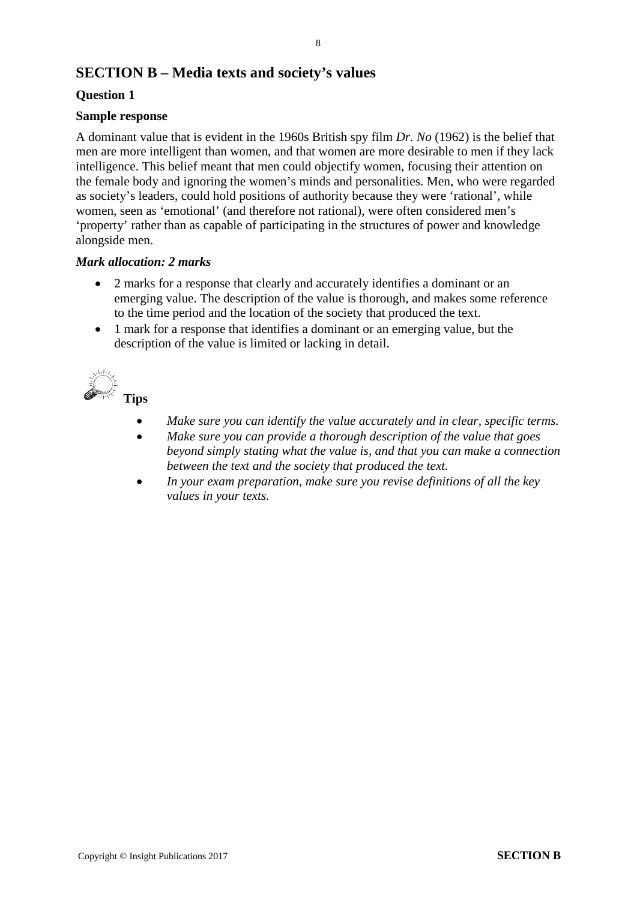## SECTION B – Media texts and society's values

### Question 1

**Sample response**

A dominant value that is evident in the 1960s British spy film *Dr. No* (1962) is the belief that men are more intelligent than women, and that women are more desirable to men if they lack intelligence. This belief meant that men could objectify women, focusing their attention on the female body and ignoring the women's minds and personalities. Men, who were regarded as society's leaders, could hold positions of authority because they were 'rational', while women, seen as 'emotional' (and therefore not rational), were often considered men's 'property' rather than as capable of participating in the structures of power and knowledge alongside men.

***Mark allocation: 2 marks***

- 2 marks for a response that clearly and accurately identifies a dominant or an emerging value. The description of the value is thorough, and makes some reference to the time period and the location of the society that produced the text.
- 1 mark for a response that identifies a dominant or an emerging value, but the description of the value is limited or lacking in detail.

**Tips**

- *Make sure you can identify the value accurately and in clear, specific terms.*
- *Make sure you can provide a thorough description of the value that goes beyond simply stating what the value is, and that you can make a connection between the text and the society that produced the text.*
- *In your exam preparation, make sure you revise definitions of all the key values in your texts.*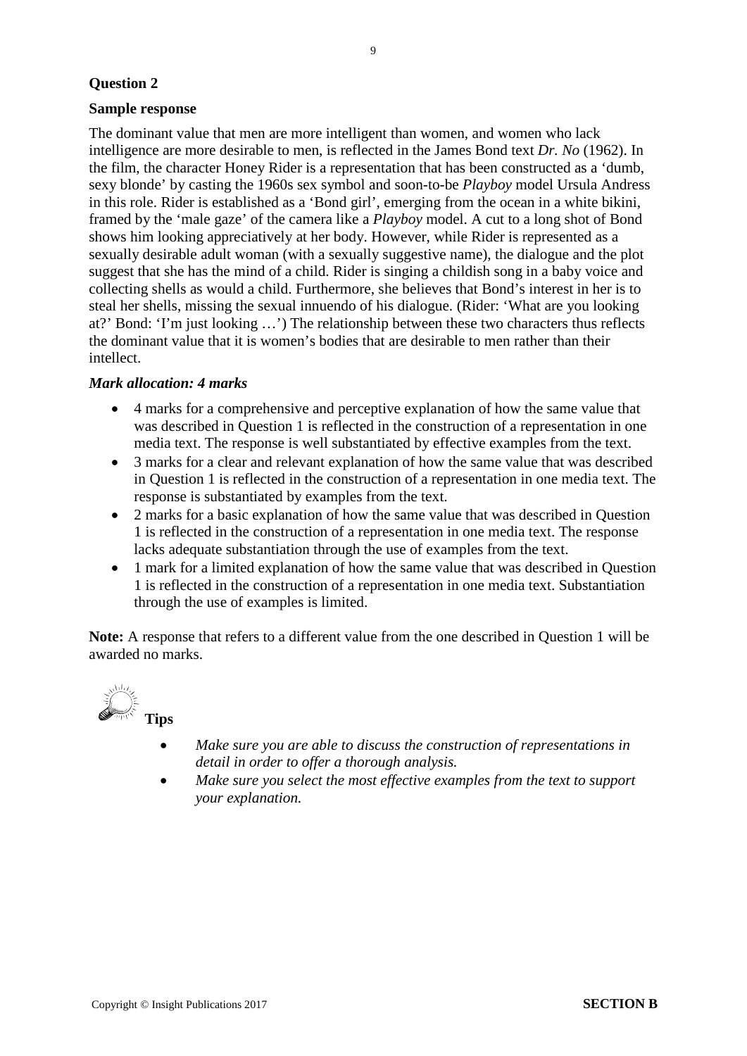**Question 2**

**Sample response**

The dominant value that men are more intelligent than women, and women who lack intelligence are more desirable to men, is reflected in the James Bond text *Dr. No* (1962). In the film, the character Honey Rider is a representation that has been constructed as a 'dumb, sexy blonde' by casting the 1960s sex symbol and soon-to-be *Playboy* model Ursula Andress in this role. Rider is established as a 'Bond girl', emerging from the ocean in a white bikini, framed by the 'male gaze' of the camera like a *Playboy* model. A cut to a long shot of Bond shows him looking appreciatively at her body. However, while Rider is represented as a sexually desirable adult woman (with a sexually suggestive name), the dialogue and the plot suggest that she has the mind of a child. Rider is singing a childish song in a baby voice and collecting shells as would a child. Furthermore, she believes that Bond's interest in her is to steal her shells, missing the sexual innuendo of his dialogue. (Rider: 'What are you looking at?' Bond: 'I'm just looking …') The relationship between these two characters thus reflects the dominant value that it is women's bodies that are desirable to men rather than their intellect.

***Mark allocation: 4 marks***

- 4 marks for a comprehensive and perceptive explanation of how the same value that was described in Question 1 is reflected in the construction of a representation in one media text. The response is well substantiated by effective examples from the text.
- 3 marks for a clear and relevant explanation of how the same value that was described in Question 1 is reflected in the construction of a representation in one media text. The response is substantiated by examples from the text.
- 2 marks for a basic explanation of how the same value that was described in Question 1 is reflected in the construction of a representation in one media text. The response lacks adequate substantiation through the use of examples from the text.
- 1 mark for a limited explanation of how the same value that was described in Question 1 is reflected in the construction of a representation in one media text. Substantiation through the use of examples is limited.

**Note:** A response that refers to a different value from the one described in Question 1 will be awarded no marks.

**Tips**

- *Make sure you are able to discuss the construction of representations in detail in order to offer a thorough analysis.*
- *Make sure you select the most effective examples from the text to support your explanation.*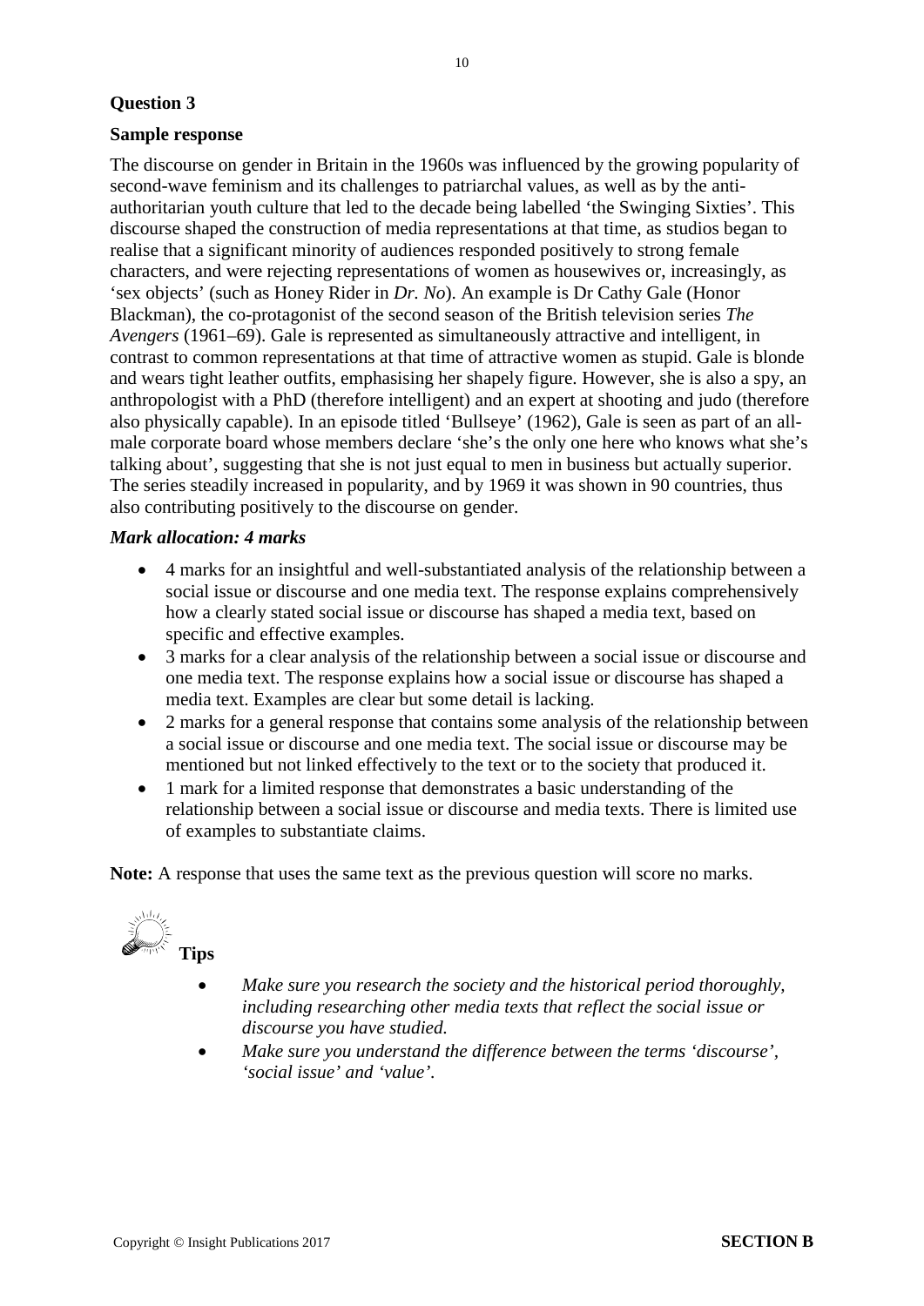**Question 3**

**Sample response**

The discourse on gender in Britain in the 1960s was influenced by the growing popularity of second-wave feminism and its challenges to patriarchal values, as well as by the anti-authoritarian youth culture that led to the decade being labelled 'the Swinging Sixties'. This discourse shaped the construction of media representations at that time, as studios began to realise that a significant minority of audiences responded positively to strong female characters, and were rejecting representations of women as housewives or, increasingly, as 'sex objects' (such as Honey Rider in *Dr. No*). An example is Dr Cathy Gale (Honor Blackman), the co-protagonist of the second season of the British television series *The Avengers* (1961–69). Gale is represented as simultaneously attractive and intelligent, in contrast to common representations at that time of attractive women as stupid. Gale is blonde and wears tight leather outfits, emphasising her shapely figure. However, she is also a spy, an anthropologist with a PhD (therefore intelligent) and an expert at shooting and judo (therefore also physically capable). In an episode titled 'Bullseye' (1962), Gale is seen as part of an all-male corporate board whose members declare 'she's the only one here who knows what she's talking about', suggesting that she is not just equal to men in business but actually superior. The series steadily increased in popularity, and by 1969 it was shown in 90 countries, thus also contributing positively to the discourse on gender.

***Mark allocation: 4 marks***

- 4 marks for an insightful and well-substantiated analysis of the relationship between a social issue or discourse and one media text. The response explains comprehensively how a clearly stated social issue or discourse has shaped a media text, based on specific and effective examples.
- 3 marks for a clear analysis of the relationship between a social issue or discourse and one media text. The response explains how a social issue or discourse has shaped a media text. Examples are clear but some detail is lacking.
- 2 marks for a general response that contains some analysis of the relationship between a social issue or discourse and one media text. The social issue or discourse may be mentioned but not linked effectively to the text or to the society that produced it.
- 1 mark for a limited response that demonstrates a basic understanding of the relationship between a social issue or discourse and media texts. There is limited use of examples to substantiate claims.

**Note:** A response that uses the same text as the previous question will score no marks.

**Tips**

- *Make sure you research the society and the historical period thoroughly, including researching other media texts that reflect the social issue or discourse you have studied.*
- *Make sure you understand the difference between the terms 'discourse', 'social issue' and 'value'.*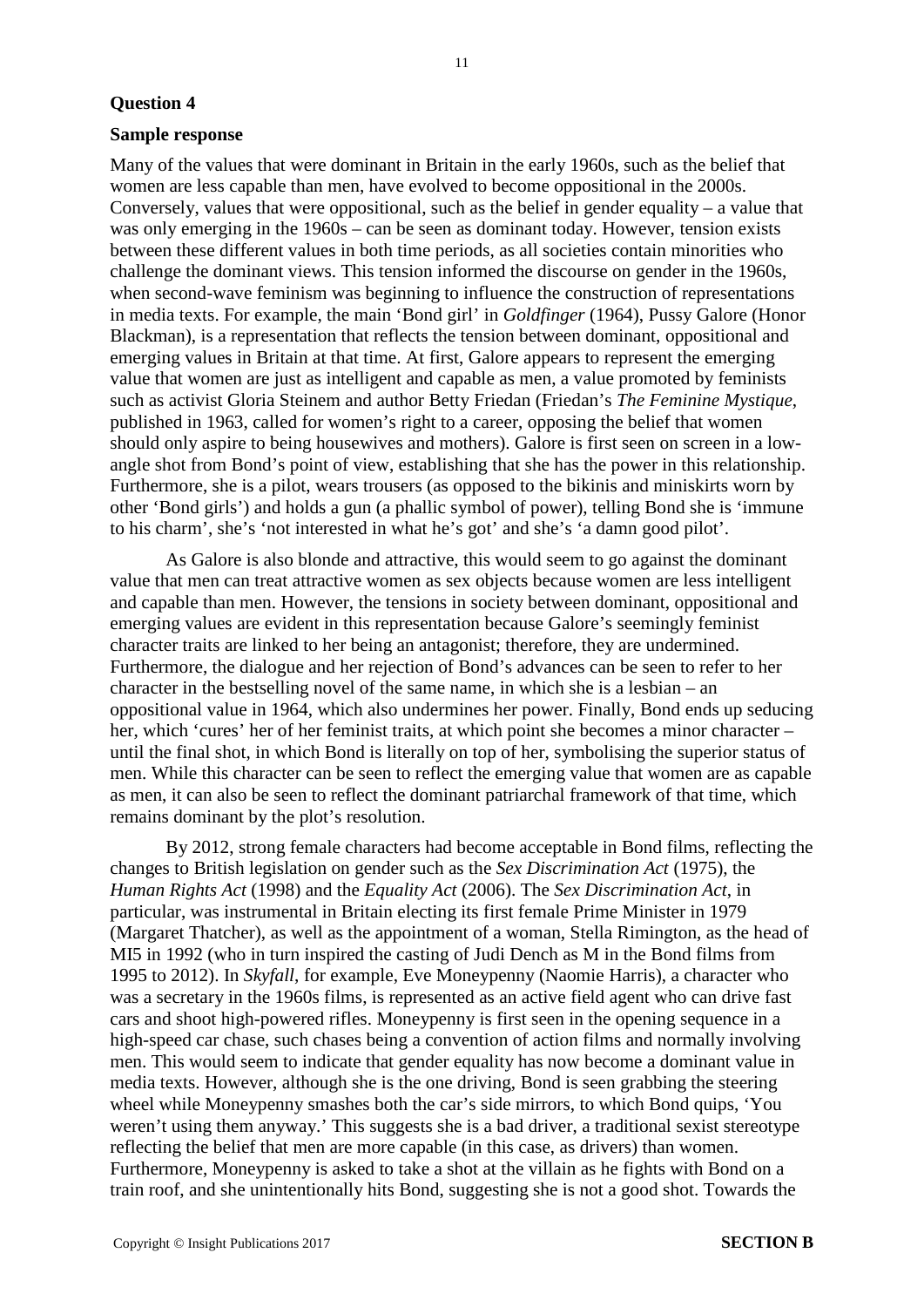**Question 4**

**Sample response**

Many of the values that were dominant in Britain in the early 1960s, such as the belief that women are less capable than men, have evolved to become oppositional in the 2000s. Conversely, values that were oppositional, such as the belief in gender equality – a value that was only emerging in the 1960s – can be seen as dominant today. However, tension exists between these different values in both time periods, as all societies contain minorities who challenge the dominant views. This tension informed the discourse on gender in the 1960s, when second-wave feminism was beginning to influence the construction of representations in media texts. For example, the main 'Bond girl' in *Goldfinger* (1964), Pussy Galore (Honor Blackman), is a representation that reflects the tension between dominant, oppositional and emerging values in Britain at that time. At first, Galore appears to represent the emerging value that women are just as intelligent and capable as men, a value promoted by feminists such as activist Gloria Steinem and author Betty Friedan (Friedan's *The Feminine Mystique*, published in 1963, called for women's right to a career, opposing the belief that women should only aspire to being housewives and mothers). Galore is first seen on screen in a low-angle shot from Bond's point of view, establishing that she has the power in this relationship. Furthermore, she is a pilot, wears trousers (as opposed to the bikinis and miniskirts worn by other 'Bond girls') and holds a gun (a phallic symbol of power), telling Bond she is 'immune to his charm', she's 'not interested in what he's got' and she's 'a damn good pilot'.

As Galore is also blonde and attractive, this would seem to go against the dominant value that men can treat attractive women as sex objects because women are less intelligent and capable than men. However, the tensions in society between dominant, oppositional and emerging values are evident in this representation because Galore's seemingly feminist character traits are linked to her being an antagonist; therefore, they are undermined. Furthermore, the dialogue and her rejection of Bond's advances can be seen to refer to her character in the bestselling novel of the same name, in which she is a lesbian – an oppositional value in 1964, which also undermines her power. Finally, Bond ends up seducing her, which 'cures' her of her feminist traits, at which point she becomes a minor character – until the final shot, in which Bond is literally on top of her, symbolising the superior status of men. While this character can be seen to reflect the emerging value that women are as capable as men, it can also be seen to reflect the dominant patriarchal framework of that time, which remains dominant by the plot's resolution.

By 2012, strong female characters had become acceptable in Bond films, reflecting the changes to British legislation on gender such as the *Sex Discrimination Act* (1975), the *Human Rights Act* (1998) and the *Equality Act* (2006). The *Sex Discrimination Act*, in particular, was instrumental in Britain electing its first female Prime Minister in 1979 (Margaret Thatcher), as well as the appointment of a woman, Stella Rimington, as the head of MI5 in 1992 (who in turn inspired the casting of Judi Dench as M in the Bond films from 1995 to 2012). In *Skyfall*, for example, Eve Moneypenny (Naomie Harris), a character who was a secretary in the 1960s films, is represented as an active field agent who can drive fast cars and shoot high-powered rifles. Moneypenny is first seen in the opening sequence in a high-speed car chase, such chases being a convention of action films and normally involving men. This would seem to indicate that gender equality has now become a dominant value in media texts. However, although she is the one driving, Bond is seen grabbing the steering wheel while Moneypenny smashes both the car's side mirrors, to which Bond quips, 'You weren't using them anyway.' This suggests she is a bad driver, a traditional sexist stereotype reflecting the belief that men are more capable (in this case, as drivers) than women. Furthermore, Moneypenny is asked to take a shot at the villain as he fights with Bond on a train roof, and she unintentionally hits Bond, suggesting she is not a good shot. Towards the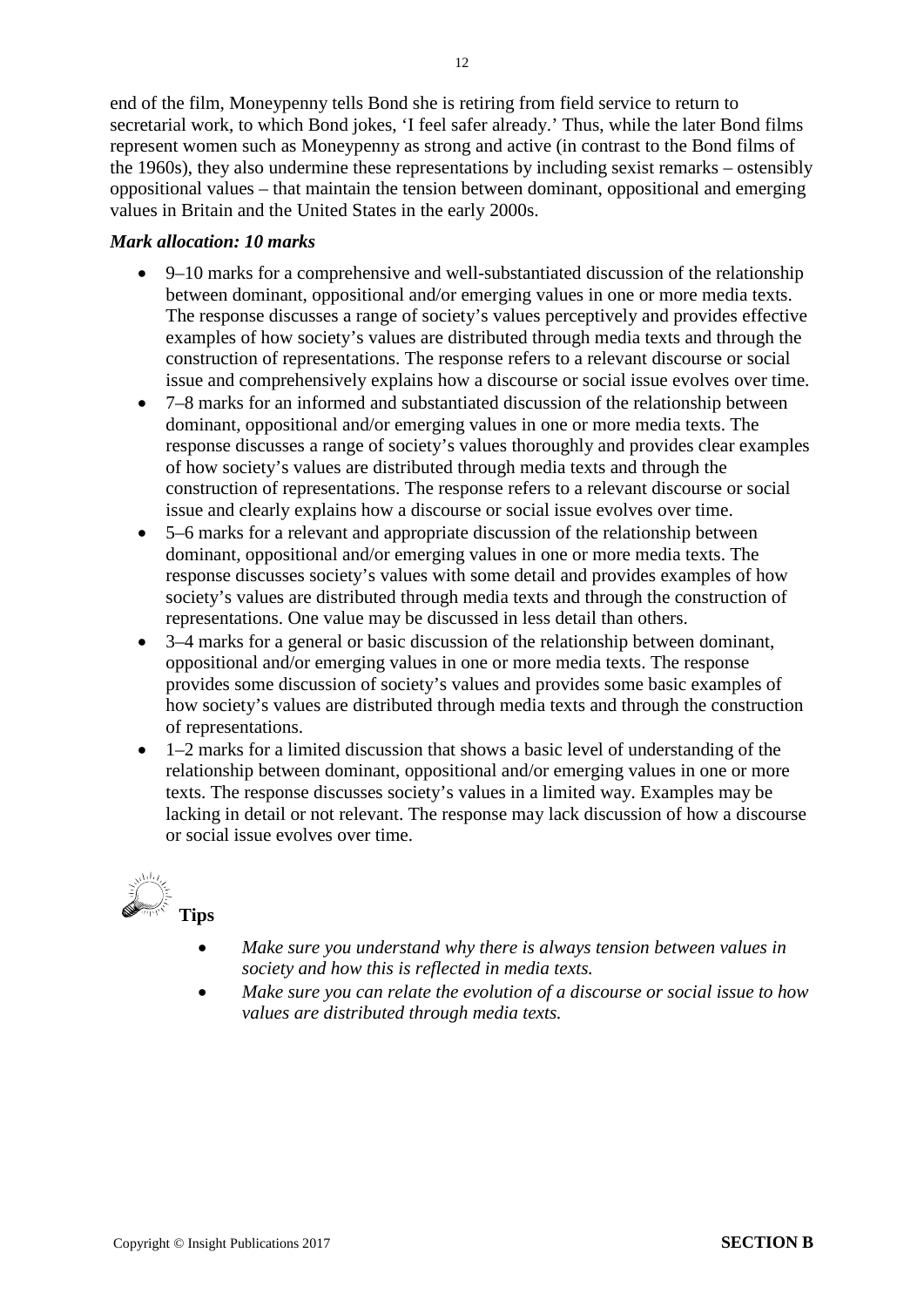end of the film, Moneypenny tells Bond she is retiring from field service to return to secretarial work, to which Bond jokes, 'I feel safer already.' Thus, while the later Bond films represent women such as Moneypenny as strong and active (in contrast to the Bond films of the 1960s), they also undermine these representations by including sexist remarks – ostensibly oppositional values – that maintain the tension between dominant, oppositional and emerging values in Britain and the United States in the early 2000s.

***Mark allocation: 10 marks***

- 9–10 marks for a comprehensive and well-substantiated discussion of the relationship between dominant, oppositional and/or emerging values in one or more media texts. The response discusses a range of society's values perceptively and provides effective examples of how society's values are distributed through media texts and through the construction of representations. The response refers to a relevant discourse or social issue and comprehensively explains how a discourse or social issue evolves over time.
- 7–8 marks for an informed and substantiated discussion of the relationship between dominant, oppositional and/or emerging values in one or more media texts. The response discusses a range of society's values thoroughly and provides clear examples of how society's values are distributed through media texts and through the construction of representations. The response refers to a relevant discourse or social issue and clearly explains how a discourse or social issue evolves over time.
- 5–6 marks for a relevant and appropriate discussion of the relationship between dominant, oppositional and/or emerging values in one or more media texts. The response discusses society's values with some detail and provides examples of how society's values are distributed through media texts and through the construction of representations. One value may be discussed in less detail than others.
- 3–4 marks for a general or basic discussion of the relationship between dominant, oppositional and/or emerging values in one or more media texts. The response provides some discussion of society's values and provides some basic examples of how society's values are distributed through media texts and through the construction of representations.
- 1–2 marks for a limited discussion that shows a basic level of understanding of the relationship between dominant, oppositional and/or emerging values in one or more texts. The response discusses society's values in a limited way. Examples may be lacking in detail or not relevant. The response may lack discussion of how a discourse or social issue evolves over time.

**Tips**

- *Make sure you understand why there is always tension between values in society and how this is reflected in media texts.*
- *Make sure you can relate the evolution of a discourse or social issue to how values are distributed through media texts.*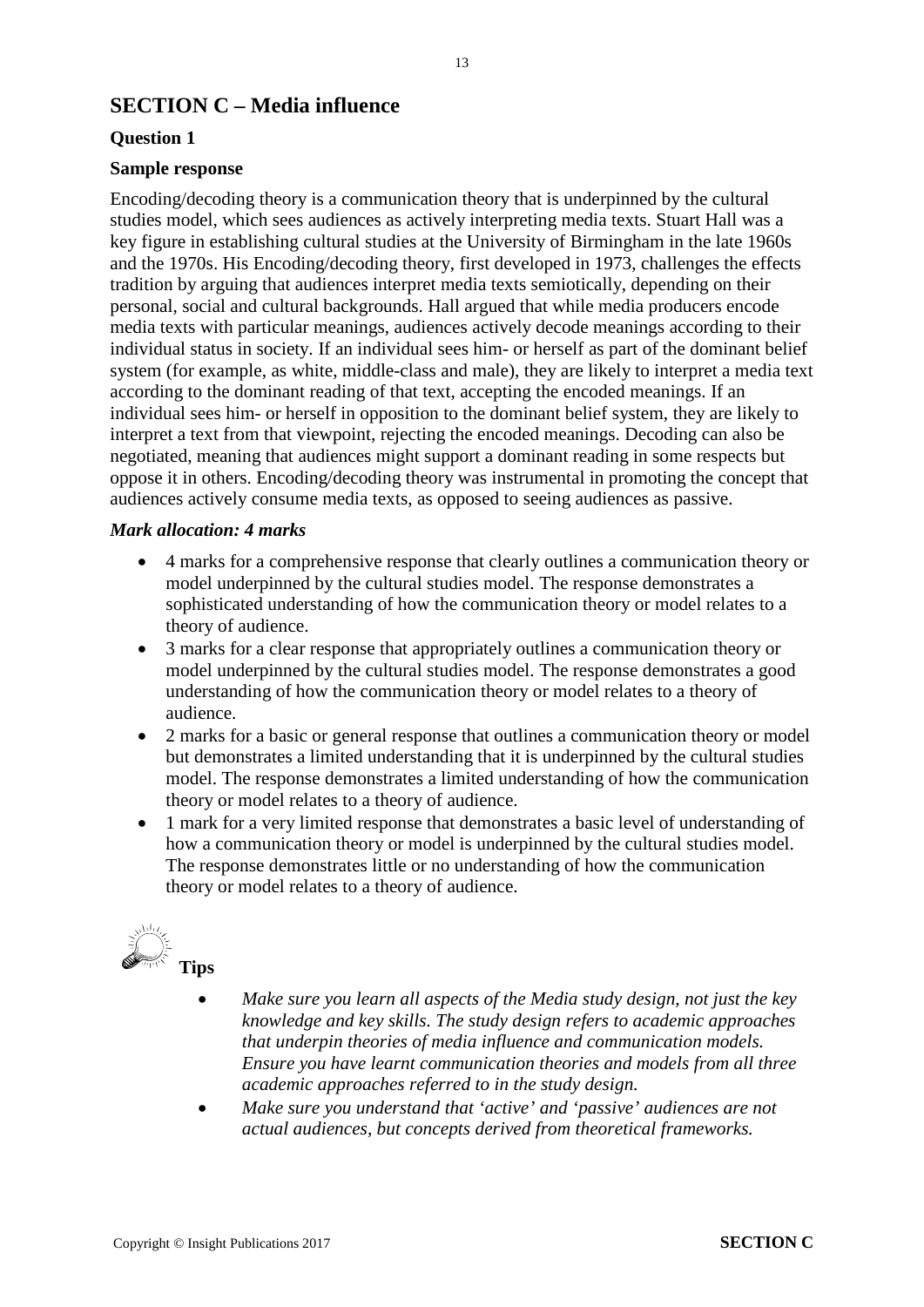## SECTION C – Media influence

### Question 1

**Sample response**

Encoding/decoding theory is a communication theory that is underpinned by the cultural studies model, which sees audiences as actively interpreting media texts. Stuart Hall was a key figure in establishing cultural studies at the University of Birmingham in the late 1960s and the 1970s. His Encoding/decoding theory, first developed in 1973, challenges the effects tradition by arguing that audiences interpret media texts semiotically, depending on their personal, social and cultural backgrounds. Hall argued that while media producers encode media texts with particular meanings, audiences actively decode meanings according to their individual status in society. If an individual sees him- or herself as part of the dominant belief system (for example, as white, middle-class and male), they are likely to interpret a media text according to the dominant reading of that text, accepting the encoded meanings. If an individual sees him- or herself in opposition to the dominant belief system, they are likely to interpret a text from that viewpoint, rejecting the encoded meanings. Decoding can also be negotiated, meaning that audiences might support a dominant reading in some respects but oppose it in others. Encoding/decoding theory was instrumental in promoting the concept that audiences actively consume media texts, as opposed to seeing audiences as passive.

***Mark allocation: 4 marks***

- 4 marks for a comprehensive response that clearly outlines a communication theory or model underpinned by the cultural studies model. The response demonstrates a sophisticated understanding of how the communication theory or model relates to a theory of audience.
- 3 marks for a clear response that appropriately outlines a communication theory or model underpinned by the cultural studies model. The response demonstrates a good understanding of how the communication theory or model relates to a theory of audience.
- 2 marks for a basic or general response that outlines a communication theory or model but demonstrates a limited understanding that it is underpinned by the cultural studies model. The response demonstrates a limited understanding of how the communication theory or model relates to a theory of audience.
- 1 mark for a very limited response that demonstrates a basic level of understanding of how a communication theory or model is underpinned by the cultural studies model. The response demonstrates little or no understanding of how the communication theory or model relates to a theory of audience.

**Tips**

- *Make sure you learn all aspects of the Media study design, not just the key knowledge and key skills. The study design refers to academic approaches that underpin theories of media influence and communication models. Ensure you have learnt communication theories and models from all three academic approaches referred to in the study design.*
- *Make sure you understand that 'active' and 'passive' audiences are not actual audiences, but concepts derived from theoretical frameworks.*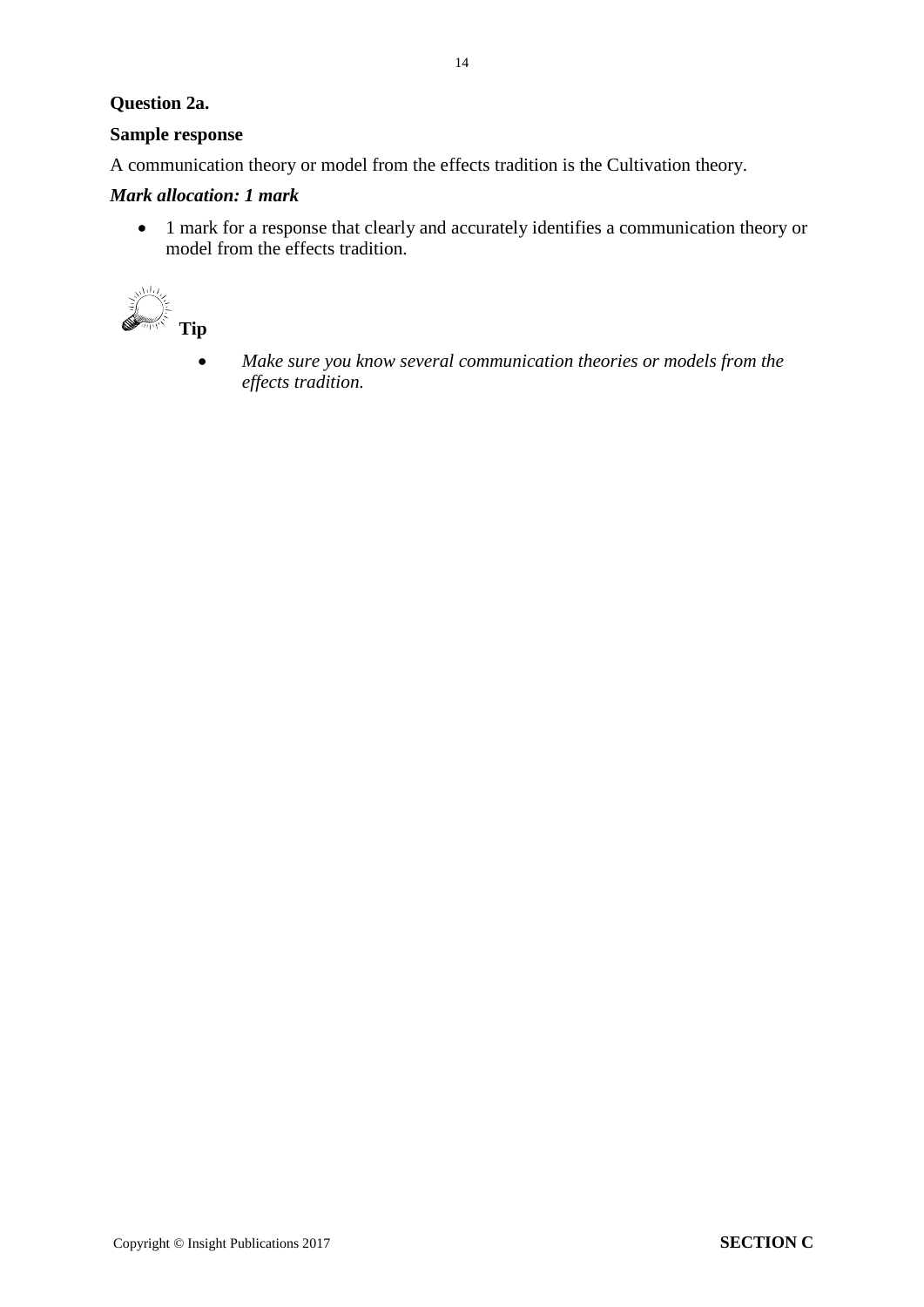**Question 2a.**

**Sample response**

A communication theory or model from the effects tradition is the Cultivation theory.

***Mark allocation: 1 mark***

- 1 mark for a response that clearly and accurately identifies a communication theory or model from the effects tradition.

**Tip**

- *Make sure you know several communication theories or models from the effects tradition.*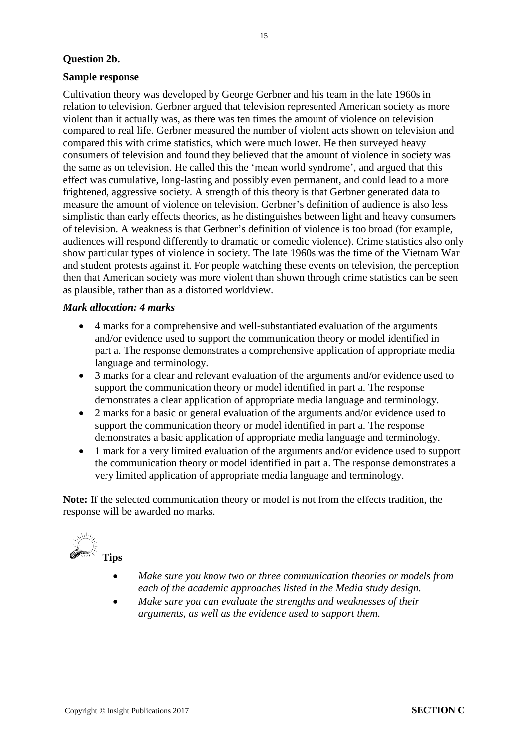**Question 2b.**

**Sample response**

Cultivation theory was developed by George Gerbner and his team in the late 1960s in relation to television. Gerbner argued that television represented American society as more violent than it actually was, as there was ten times the amount of violence on television compared to real life. Gerbner measured the number of violent acts shown on television and compared this with crime statistics, which were much lower. He then surveyed heavy consumers of television and found they believed that the amount of violence in society was the same as on television. He called this the 'mean world syndrome', and argued that this effect was cumulative, long-lasting and possibly even permanent, and could lead to a more frightened, aggressive society. A strength of this theory is that Gerbner generated data to measure the amount of violence on television. Gerbner's definition of audience is also less simplistic than early effects theories, as he distinguishes between light and heavy consumers of television. A weakness is that Gerbner's definition of violence is too broad (for example, audiences will respond differently to dramatic or comedic violence). Crime statistics also only show particular types of violence in society. The late 1960s was the time of the Vietnam War and student protests against it. For people watching these events on television, the perception then that American society was more violent than shown through crime statistics can be seen as plausible, rather than as a distorted worldview.

***Mark allocation: 4 marks***

- 4 marks for a comprehensive and well-substantiated evaluation of the arguments and/or evidence used to support the communication theory or model identified in part a. The response demonstrates a comprehensive application of appropriate media language and terminology.
- 3 marks for a clear and relevant evaluation of the arguments and/or evidence used to support the communication theory or model identified in part a. The response demonstrates a clear application of appropriate media language and terminology.
- 2 marks for a basic or general evaluation of the arguments and/or evidence used to support the communication theory or model identified in part a. The response demonstrates a basic application of appropriate media language and terminology.
- 1 mark for a very limited evaluation of the arguments and/or evidence used to support the communication theory or model identified in part a. The response demonstrates a very limited application of appropriate media language and terminology.

**Note:** If the selected communication theory or model is not from the effects tradition, the response will be awarded no marks.

**Tips**

- *Make sure you know two or three communication theories or models from each of the academic approaches listed in the Media study design.*
- *Make sure you can evaluate the strengths and weaknesses of their arguments, as well as the evidence used to support them.*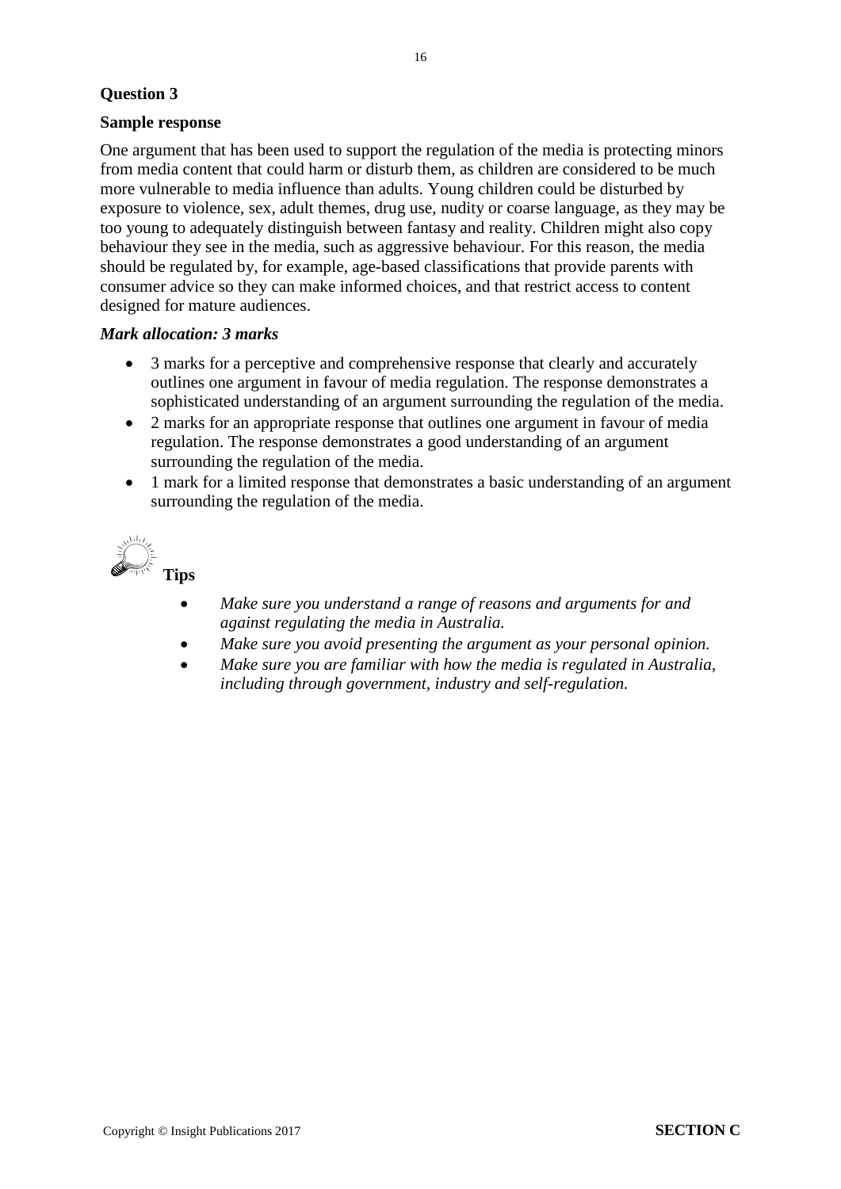## Question 3

### Sample response

One argument that has been used to support the regulation of the media is protecting minors from media content that could harm or disturb them, as children are considered to be much more vulnerable to media influence than adults. Young children could be disturbed by exposure to violence, sex, adult themes, drug use, nudity or coarse language, as they may be too young to adequately distinguish between fantasy and reality. Children might also copy behaviour they see in the media, such as aggressive behaviour. For this reason, the media should be regulated by, for example, age-based classifications that provide parents with consumer advice so they can make informed choices, and that restrict access to content designed for mature audiences.

***Mark allocation: 3 marks***

- 3 marks for a perceptive and comprehensive response that clearly and accurately outlines one argument in favour of media regulation. The response demonstrates a sophisticated understanding of an argument surrounding the regulation of the media.
- 2 marks for an appropriate response that outlines one argument in favour of media regulation. The response demonstrates a good understanding of an argument surrounding the regulation of the media.
- 1 mark for a limited response that demonstrates a basic understanding of an argument surrounding the regulation of the media.

**Tips**

- *Make sure you understand a range of reasons and arguments for and against regulating the media in Australia.*
- *Make sure you avoid presenting the argument as your personal opinion.*
- *Make sure you are familiar with how the media is regulated in Australia, including through government, industry and self-regulation.*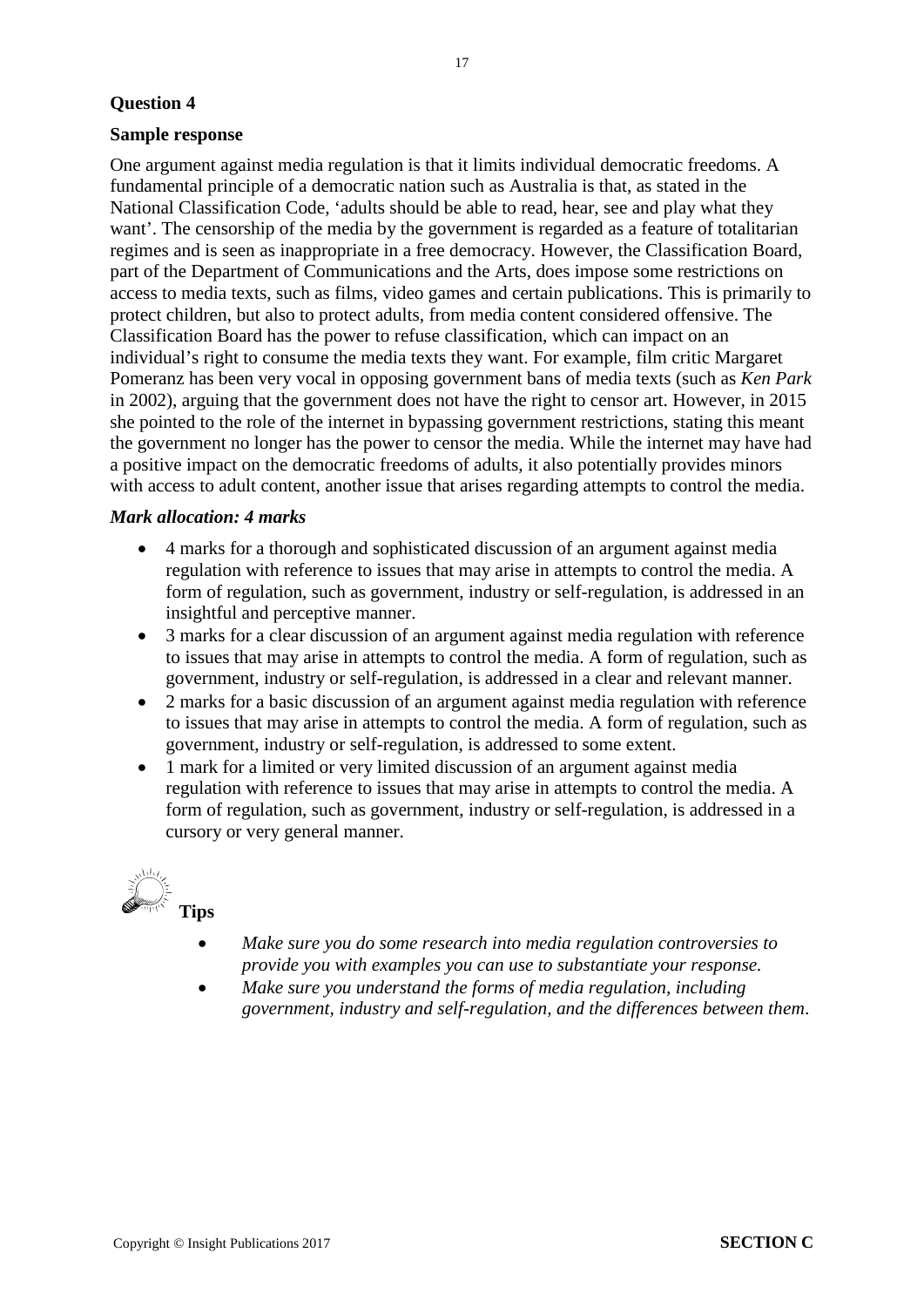**Question 4**

**Sample response**

One argument against media regulation is that it limits individual democratic freedoms. A fundamental principle of a democratic nation such as Australia is that, as stated in the National Classification Code, 'adults should be able to read, hear, see and play what they want'. The censorship of the media by the government is regarded as a feature of totalitarian regimes and is seen as inappropriate in a free democracy. However, the Classification Board, part of the Department of Communications and the Arts, does impose some restrictions on access to media texts, such as films, video games and certain publications. This is primarily to protect children, but also to protect adults, from media content considered offensive. The Classification Board has the power to refuse classification, which can impact on an individual's right to consume the media texts they want. For example, film critic Margaret Pomeranz has been very vocal in opposing government bans of media texts (such as *Ken Park* in 2002), arguing that the government does not have the right to censor art. However, in 2015 she pointed to the role of the internet in bypassing government restrictions, stating this meant the government no longer has the power to censor the media. While the internet may have had a positive impact on the democratic freedoms of adults, it also potentially provides minors with access to adult content, another issue that arises regarding attempts to control the media.

***Mark allocation: 4 marks***

- 4 marks for a thorough and sophisticated discussion of an argument against media regulation with reference to issues that may arise in attempts to control the media. A form of regulation, such as government, industry or self-regulation, is addressed in an insightful and perceptive manner.
- 3 marks for a clear discussion of an argument against media regulation with reference to issues that may arise in attempts to control the media. A form of regulation, such as government, industry or self-regulation, is addressed in a clear and relevant manner.
- 2 marks for a basic discussion of an argument against media regulation with reference to issues that may arise in attempts to control the media. A form of regulation, such as government, industry or self-regulation, is addressed to some extent.
- 1 mark for a limited or very limited discussion of an argument against media regulation with reference to issues that may arise in attempts to control the media. A form of regulation, such as government, industry or self-regulation, is addressed in a cursory or very general manner.

**Tips**

- *Make sure you do some research into media regulation controversies to provide you with examples you can use to substantiate your response.*
- *Make sure you understand the forms of media regulation, including government, industry and self-regulation, and the differences between them.*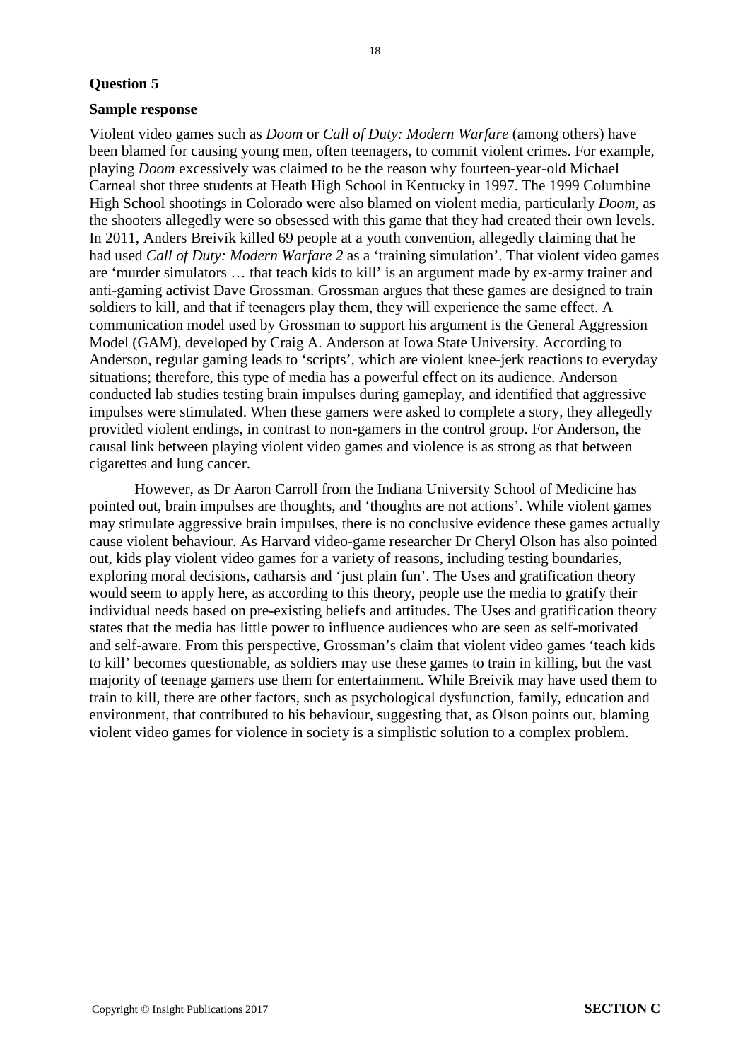**Question 5**

**Sample response**

Violent video games such as *Doom* or *Call of Duty: Modern Warfare* (among others) have been blamed for causing young men, often teenagers, to commit violent crimes. For example, playing *Doom* excessively was claimed to be the reason why fourteen-year-old Michael Carneal shot three students at Heath High School in Kentucky in 1997. The 1999 Columbine High School shootings in Colorado were also blamed on violent media, particularly *Doom*, as the shooters allegedly were so obsessed with this game that they had created their own levels. In 2011, Anders Breivik killed 69 people at a youth convention, allegedly claiming that he had used *Call of Duty: Modern Warfare 2* as a 'training simulation'. That violent video games are 'murder simulators … that teach kids to kill' is an argument made by ex-army trainer and anti-gaming activist Dave Grossman. Grossman argues that these games are designed to train soldiers to kill, and that if teenagers play them, they will experience the same effect. A communication model used by Grossman to support his argument is the General Aggression Model (GAM), developed by Craig A. Anderson at Iowa State University. According to Anderson, regular gaming leads to 'scripts', which are violent knee-jerk reactions to everyday situations; therefore, this type of media has a powerful effect on its audience. Anderson conducted lab studies testing brain impulses during gameplay, and identified that aggressive impulses were stimulated. When these gamers were asked to complete a story, they allegedly provided violent endings, in contrast to non-gamers in the control group. For Anderson, the causal link between playing violent video games and violence is as strong as that between cigarettes and lung cancer.

However, as Dr Aaron Carroll from the Indiana University School of Medicine has pointed out, brain impulses are thoughts, and 'thoughts are not actions'. While violent games may stimulate aggressive brain impulses, there is no conclusive evidence these games actually cause violent behaviour. As Harvard video-game researcher Dr Cheryl Olson has also pointed out, kids play violent video games for a variety of reasons, including testing boundaries, exploring moral decisions, catharsis and 'just plain fun'. The Uses and gratification theory would seem to apply here, as according to this theory, people use the media to gratify their individual needs based on pre-existing beliefs and attitudes. The Uses and gratification theory states that the media has little power to influence audiences who are seen as self-motivated and self-aware. From this perspective, Grossman's claim that violent video games 'teach kids to kill' becomes questionable, as soldiers may use these games to train in killing, but the vast majority of teenage gamers use them for entertainment. While Breivik may have used them to train to kill, there are other factors, such as psychological dysfunction, family, education and environment, that contributed to his behaviour, suggesting that, as Olson points out, blaming violent video games for violence in society is a simplistic solution to a complex problem.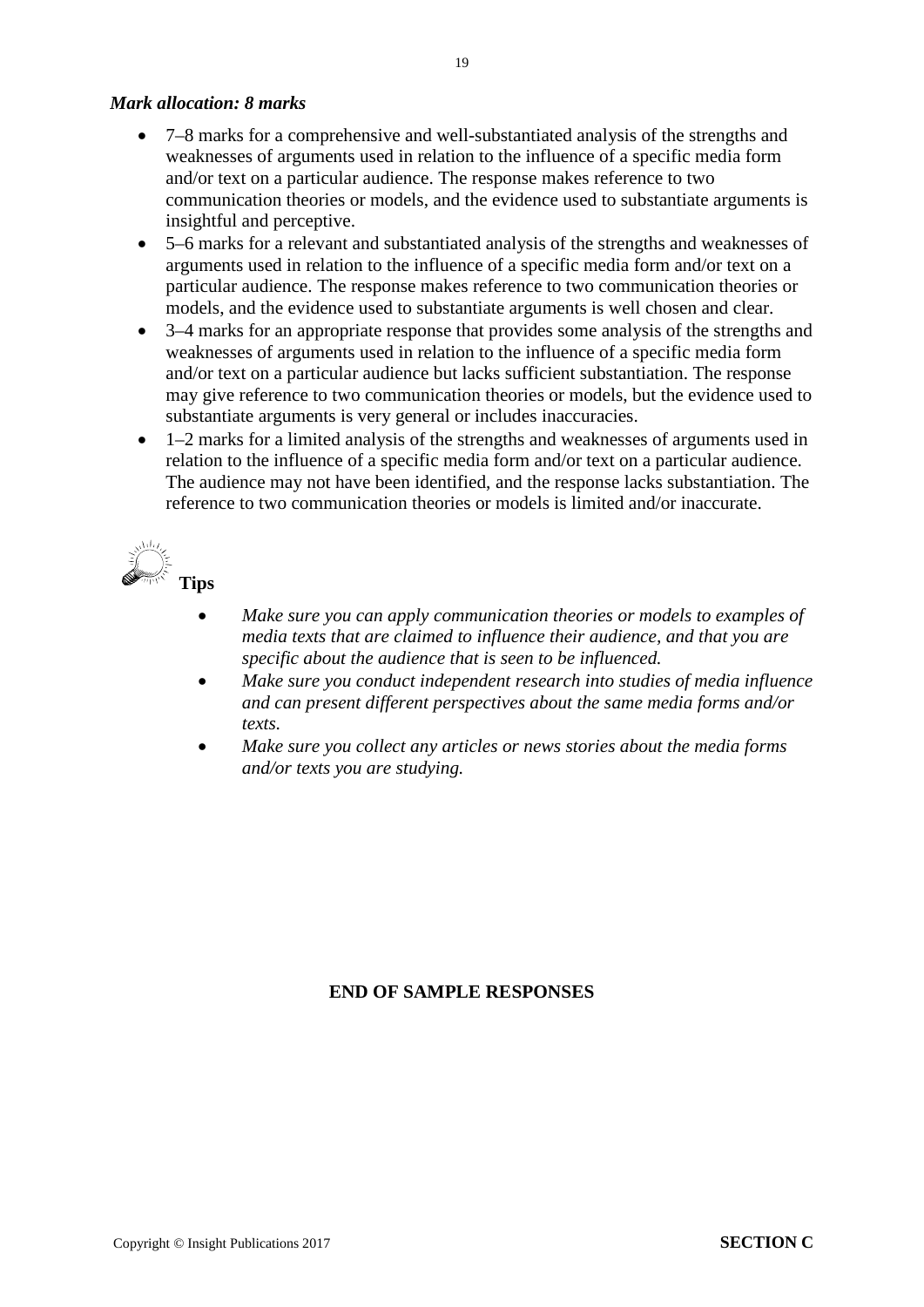***Mark allocation: 8 marks***

- 7–8 marks for a comprehensive and well-substantiated analysis of the strengths and weaknesses of arguments used in relation to the influence of a specific media form and/or text on a particular audience. The response makes reference to two communication theories or models, and the evidence used to substantiate arguments is insightful and perceptive.
- 5–6 marks for a relevant and substantiated analysis of the strengths and weaknesses of arguments used in relation to the influence of a specific media form and/or text on a particular audience. The response makes reference to two communication theories or models, and the evidence used to substantiate arguments is well chosen and clear.
- 3–4 marks for an appropriate response that provides some analysis of the strengths and weaknesses of arguments used in relation to the influence of a specific media form and/or text on a particular audience but lacks sufficient substantiation. The response may give reference to two communication theories or models, but the evidence used to substantiate arguments is very general or includes inaccuracies.
- 1–2 marks for a limited analysis of the strengths and weaknesses of arguments used in relation to the influence of a specific media form and/or text on a particular audience. The audience may not have been identified, and the response lacks substantiation. The reference to two communication theories or models is limited and/or inaccurate.

**Tips**

- *Make sure you can apply communication theories or models to examples of media texts that are claimed to influence their audience, and that you are specific about the audience that is seen to be influenced.*
- *Make sure you conduct independent research into studies of media influence and can present different perspectives about the same media forms and/or texts.*
- *Make sure you collect any articles or news stories about the media forms and/or texts you are studying.*

**END OF SAMPLE RESPONSES**